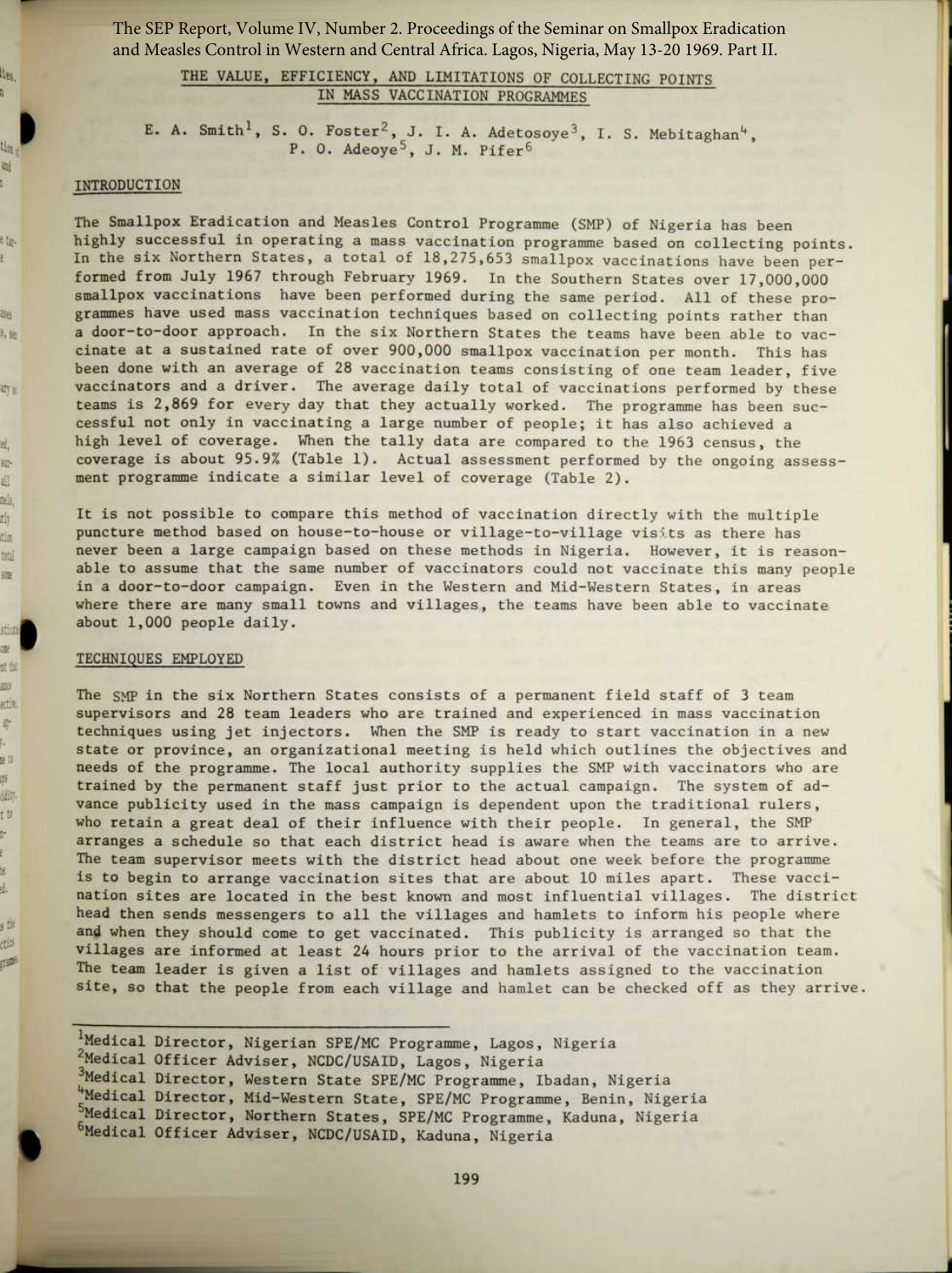# THE VALUE, EFFICIENCY, AND LIMITATIONS OF COLLECTING POINTS IN MASS VACCINATION PROGRAMMES

E. A. Smith[1], S. O. Foster[2], J. I. A. Adetosoye[3], I. S. Mebitaghan[4], P. O. Adeoye[5], J. M. Pifer[6]

## INTRODUCTION

The Smallpox Eradication and Measles Control Programme (SMP) of Nigeria has been highly successful in operating a mass vaccination programme based on collecting points. In the six Northern States, a total of 18,275,653 smallpox vaccinations have been performed from July 1967 through February 1969. In the Southern States over 17,000,000 smallpox vaccinations have been performed during the same period. All of these programmes have used mass vaccination techniques based on collecting points rather than a door-to-door approach. In the six Northern States the teams have been able to vaccinate at a sustained rate of over 900,000 smallpox vaccination per month. This has been done with an average of 28 vaccination teams consisting of one team leader, five vaccinators and a driver. The average daily total of vaccinations performed by these teams is 2,869 for every day that they actually worked. The programme has been successful not only in vaccinating a large number of people; it has also achieved a high level of coverage. When the tally data are compared to the 1963 census, the coverage is about 95.9% (Table 1). Actual assessment performed by the ongoing assessment programme indicate a similar level of coverage (Table 2).

It is not possible to compare this method of vaccination directly with the multiple puncture method based on house-to-house or village-to-village visits as there has never been a large campaign based on these methods in Nigeria. However, it is reasonable to assume that the same number of vaccinators could not vaccinate this many people in a door-to-door campaign. Even in the Western and Mid-Western States, in areas where there are many small towns and villages, the teams have been able to vaccinate about 1,000 people daily.

## TECHNIQUES EMPLOYED

The SMP in the six Northern States consists of a permanent field staff of 3 team supervisors and 28 team leaders who are trained and experienced in mass vaccination techniques using jet injectors. When the SMP is ready to start vaccination in a new state or province, an organizational meeting is held which outlines the objectives and needs of the programme. The local authority supplies the SMP with vaccinators who are trained by the permanent staff just prior to the actual campaign. The system of advance publicity used in the mass campaign is dependent upon the traditional rulers, who retain a great deal of their influence with their people. In general, the SMP arranges a schedule so that each district head is aware when the teams are to arrive. The team supervisor meets with the district head about one week before the programme is to begin to arrange vaccination sites that are about 10 miles apart. These vaccination sites are located in the best known and most influential villages. The district head then sends messengers to all the villages and hamlets to inform his people where and when they should come to get vaccinated. This publicity is arranged so that the villages are informed at least 24 hours prior to the arrival of the vaccination team. The team leader is given a list of villages and hamlets assigned to the vaccination site, so that the people from each village and hamlet can be checked off as they arrive.

---

[1] Medical Director, Nigerian SPE/MC Programme, Lagos, Nigeria
[2] Medical Officer Adviser, NCDC/USAID, Lagos, Nigeria
[3] Medical Director, Western State SPE/MC Programme, Ibadan, Nigeria
[4] Medical Director, Mid-Western State, SPE/MC Programme, Benin, Nigeria
[5] Medical Director, Northern States, SPE/MC Programme, Kaduna, Nigeria
[6] Medical Officer Adviser, NCDC/USAID, Kaduna, Nigeria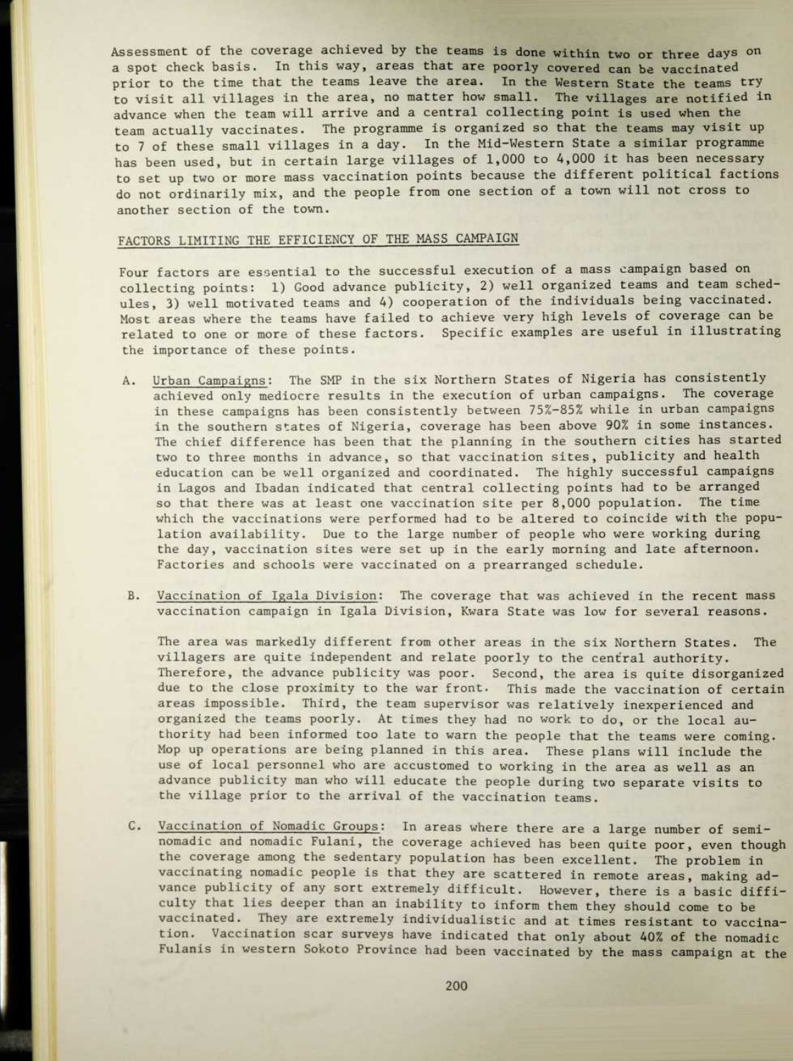Assessment of the coverage achieved by the teams is done within two or three days on a spot check basis. In this way, areas that are poorly covered can be vaccinated prior to the time that the teams leave the area. In the Western State the teams try to visit all villages in the area, no matter how small. The villages are notified in advance when the team will arrive and a central collecting point is used when the team actually vaccinates. The programme is organized so that the teams may visit up to 7 of these small villages in a day. In the Mid-Western State a similar programme has been used, but in certain large villages of 1,000 to 4,000 it has been necessary to set up two or more mass vaccination points because the different political factions do not ordinarily mix, and the people from one section of a town will not cross to another section of the town.

## FACTORS LIMITING THE EFFICIENCY OF THE MASS CAMPAIGN

Four factors are essential to the successful execution of a mass campaign based on collecting points: 1) Good advance publicity, 2) well organized teams and team schedules, 3) well motivated teams and 4) cooperation of the individuals being vaccinated. Most areas where the teams have failed to achieve very high levels of coverage can be related to one or more of these factors. Specific examples are useful in illustrating the importance of these points.

A. Urban Campaigns: The SMP in the six Northern States of Nigeria has consistently achieved only mediocre results in the execution of urban campaigns. The coverage in these campaigns has been consistently between 75%-85% while in urban campaigns in the southern states of Nigeria, coverage has been above 90% in some instances. The chief difference has been that the planning in the southern cities has started two to three months in advance, so that vaccination sites, publicity and health education can be well organized and coordinated. The highly successful campaigns in Lagos and Ibadan indicated that central collecting points had to be arranged so that there was at least one vaccination site per 8,000 population. The time which the vaccinations were performed had to be altered to coincide with the population availability. Due to the large number of people who were working during the day, vaccination sites were set up in the early morning and late afternoon. Factories and schools were vaccinated on a prearranged schedule.

B. Vaccination of Igala Division: The coverage that was achieved in the recent mass vaccination campaign in Igala Division, Kwara State was low for several reasons.

   The area was markedly different from other areas in the six Northern States. The villagers are quite independent and relate poorly to the central authority. Therefore, the advance publicity was poor. Second, the area is quite disorganized due to the close proximity to the war front. This made the vaccination of certain areas impossible. Third, the team supervisor was relatively inexperienced and organized the teams poorly. At times they had no work to do, or the local authority had been informed too late to warn the people that the teams were coming. Mop up operations are being planned in this area. These plans will include the use of local personnel who are accustomed to working in the area as well as an advance publicity man who will educate the people during two separate visits to the village prior to the arrival of the vaccination teams.

C. Vaccination of Nomadic Groups: In areas where there are a large number of semi-nomadic and nomadic Fulani, the coverage achieved has been quite poor, even though the coverage among the sedentary population has been excellent. The problem in vaccinating nomadic people is that they are scattered in remote areas, making advance publicity of any sort extremely difficult. However, there is a basic difficulty that lies deeper than an inability to inform them they should come to be vaccinated. They are extremely individualistic and at times resistant to vaccination. Vaccination scar surveys have indicated that only about 40% of the nomadic Fulanis in western Sokoto Province had been vaccinated by the mass campaign at the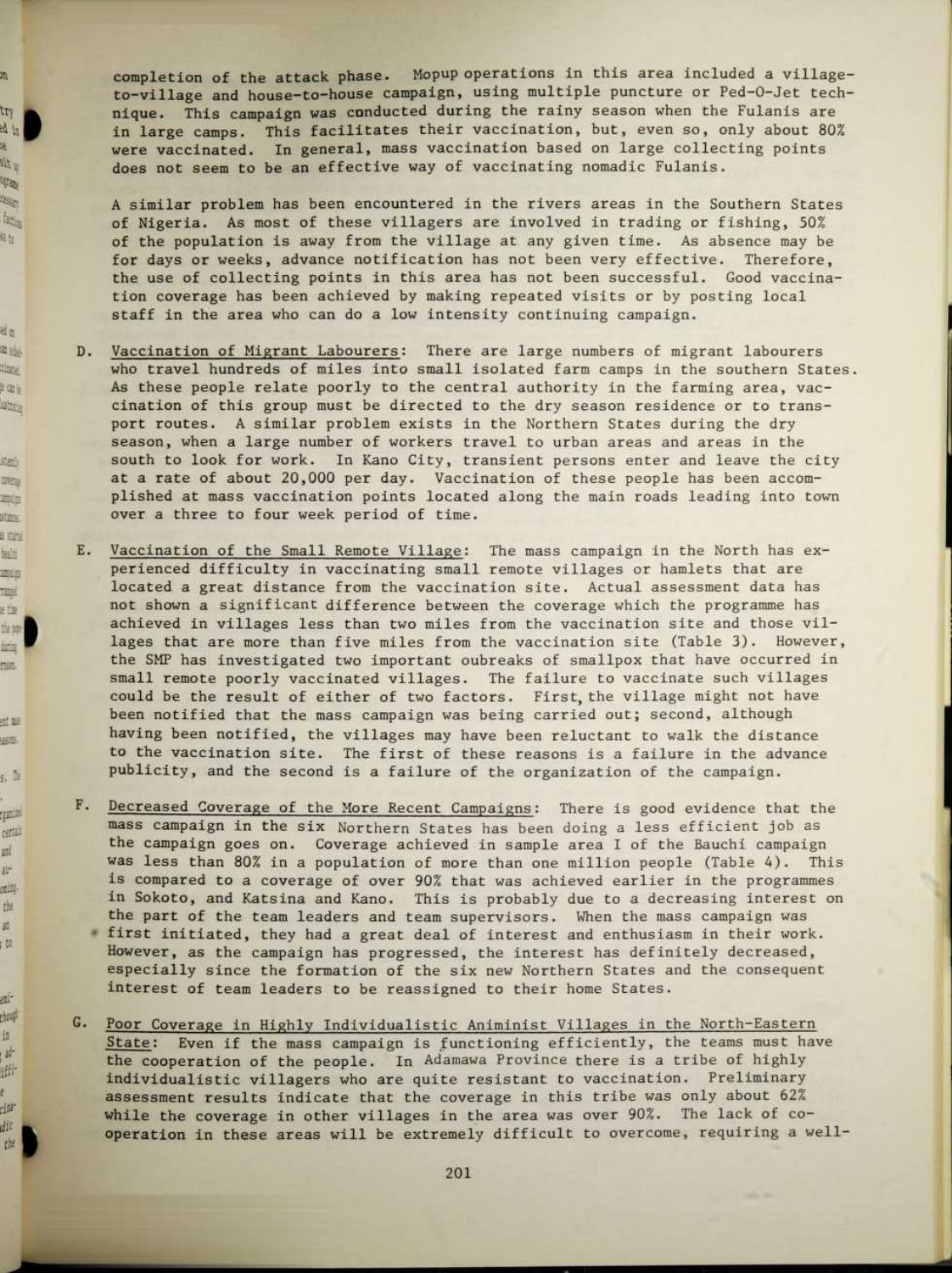completion of the attack phase. Mopup operations in this area included a village-to-village and house-to-house campaign, using multiple puncture or Ped-O-Jet technique. This campaign was conducted during the rainy season when the Fulanis are in large camps. This facilitates their vaccination, but, even so, only about 80% were vaccinated. In general, mass vaccination based on large collecting points does not seem to be an effective way of vaccinating nomadic Fulanis.

A similar problem has been encountered in the rivers areas in the Southern States of Nigeria. As most of these villagers are involved in trading or fishing, 50% of the population is away from the village at any given time. As absence may be for days or weeks, advance notification has not been very effective. Therefore, the use of collecting points in this area has not been successful. Good vaccination coverage has been achieved by making repeated visits or by posting local staff in the area who can do a low intensity continuing campaign.

D. Vaccination of Migrant Labourers: There are large numbers of migrant labourers who travel hundreds of miles into small isolated farm camps in the southern States. As these people relate poorly to the central authority in the farming area, vaccination of this group must be directed to the dry season residence or to transport routes. A similar problem exists in the Northern States during the dry season, when a large number of workers travel to urban areas and areas in the south to look for work. In Kano City, transient persons enter and leave the city at a rate of about 20,000 per day. Vaccination of these people has been accomplished at mass vaccination points located along the main roads leading into town over a three to four week period of time.

E. Vaccination of the Small Remote Village: The mass campaign in the North has experienced difficulty in vaccinating small remote villages or hamlets that are located a great distance from the vaccination site. Actual assessment data has not shown a significant difference between the coverage which the programme has achieved in villages less than two miles from the vaccination site and those villages that are more than five miles from the vaccination site (Table 3). However, the SMP has investigated two important oubreaks of smallpox that have occurred in small remote poorly vaccinated villages. The failure to vaccinate such villages could be the result of either of two factors. First, the village might not have been notified that the mass campaign was being carried out; second, although having been notified, the villages may have been reluctant to walk the distance to the vaccination site. The first of these reasons is a failure in the advance publicity, and the second is a failure of the organization of the campaign.

F. Decreased Coverage of the More Recent Campaigns: There is good evidence that the mass campaign in the six Northern States has been doing a less efficient job as the campaign goes on. Coverage achieved in sample area I of the Bauchi campaign was less than 80% in a population of more than one million people (Table 4). This is compared to a coverage of over 90% that was achieved earlier in the programmes in Sokoto, and Katsina and Kano. This is probably due to a decreasing interest on the part of the team leaders and team supervisors. When the mass campaign was first initiated, they had a great deal of interest and enthusiasm in their work. However, as the campaign has progressed, the interest has definitely decreased, especially since the formation of the six new Northern States and the consequent interest of team leaders to be reassigned to their home States.

G. Poor Coverage in Highly Individualistic Animinist Villages in the North-Eastern State: Even if the mass campaign is functioning efficiently, the teams must have the cooperation of the people. In Adamawa Province there is a tribe of highly individualistic villagers who are quite resistant to vaccination. Preliminary assessment results indicate that the coverage in this tribe was only about 62% while the coverage in other villages in the area was over 90%. The lack of cooperation in these areas will be extremely difficult to overcome, requiring a well-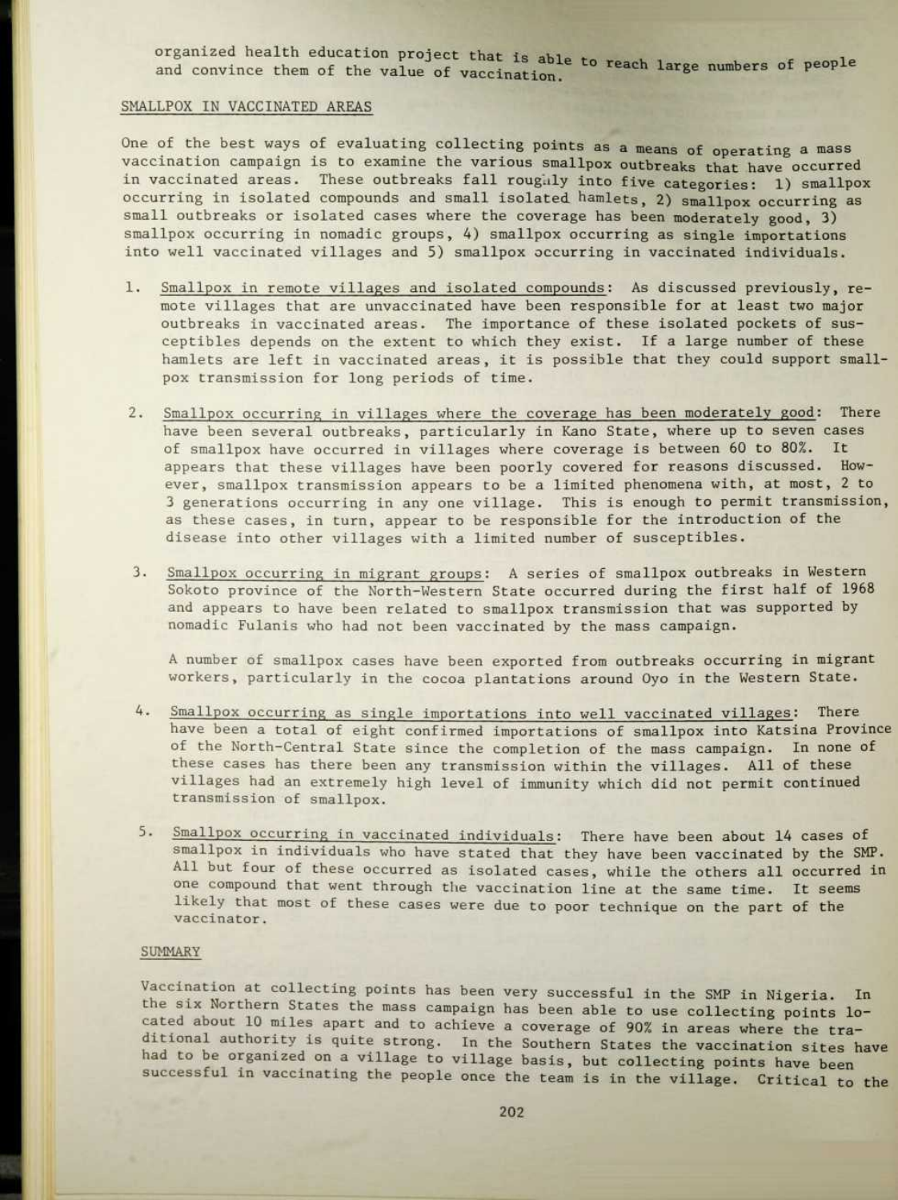organized health education project that is able to reach large numbers of people and convince them of the value of vaccination.

## SMALLPOX IN VACCINATED AREAS

One of the best ways of evaluating collecting points as a means of operating a mass vaccination campaign is to examine the various smallpox outbreaks that have occurred in vaccinated areas. These outbreaks fall roughly into five categories: 1) smallpox occurring in isolated compounds and small isolated hamlets, 2) smallpox occurring as small outbreaks or isolated cases where the coverage has been moderately good, 3) smallpox occurring in nomadic groups, 4) smallpox occurring as single importations into well vaccinated villages and 5) smallpox occurring in vaccinated individuals.

1. Smallpox in remote villages and isolated compounds: As discussed previously, remote villages that are unvaccinated have been responsible for at least two major outbreaks in vaccinated areas. The importance of these isolated pockets of susceptibles depends on the extent to which they exist. If a large number of these hamlets are left in vaccinated areas, it is possible that they could support smallpox transmission for long periods of time.

2. Smallpox occurring in villages where the coverage has been moderately good: There have been several outbreaks, particularly in Kano State, where up to seven cases of smallpox have occurred in villages where coverage is between 60 to 80%. It appears that these villages have been poorly covered for reasons discussed. However, smallpox transmission appears to be a limited phenomena with, at most, 2 to 3 generations occurring in any one village. This is enough to permit transmission, as these cases, in turn, appear to be responsible for the introduction of the disease into other villages with a limited number of susceptibles.

3. Smallpox occurring in migrant groups: A series of smallpox outbreaks in Western Sokoto province of the North-Western State occurred during the first half of 1968 and appears to have been related to smallpox transmission that was supported by nomadic Fulanis who had not been vaccinated by the mass campaign.

   A number of smallpox cases have been exported from outbreaks occurring in migrant workers, particularly in the cocoa plantations around Oyo in the Western State.

4. Smallpox occurring as single importations into well vaccinated villages: There have been a total of eight confirmed importations of smallpox into Katsina Province of the North-Central State since the completion of the mass campaign. In none of these cases has there been any transmission within the villages. All of these villages had an extremely high level of immunity which did not permit continued transmission of smallpox.

5. Smallpox occurring in vaccinated individuals: There have been about 14 cases of smallpox in individuals who have stated that they have been vaccinated by the SMP. All but four of these occurred as isolated cases, while the others all occurred in one compound that went through the vaccination line at the same time. It seems likely that most of these cases were due to poor technique on the part of the vaccinator.

## SUMMARY

Vaccination at collecting points has been very successful in the SMP in Nigeria. In the six Northern States the mass campaign has been able to use collecting points located about 10 miles apart and to achieve a coverage of 90% in areas where the traditional authority is quite strong. In the Southern States the vaccination sites have had to be organized on a village to village basis, but collecting points have been successful in vaccinating the people once the team is in the village. Critical to the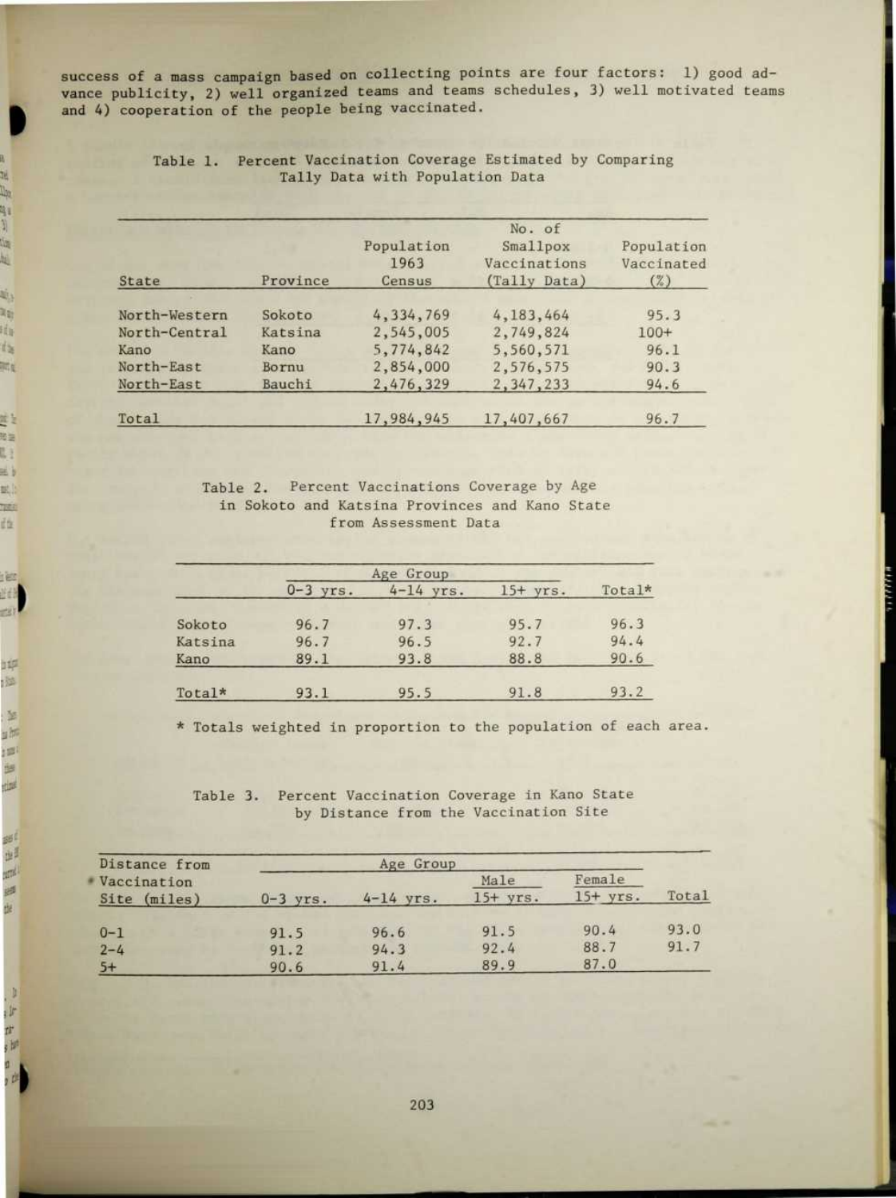success of a mass campaign based on collecting points are four factors: 1) good advance publicity, 2) well organized teams and teams schedules, 3) well motivated teams and 4) cooperation of the people being vaccinated.

Table 1. Percent Vaccination Coverage Estimated by Comparing Tally Data with Population Data

| State | Province | Population 1963 Census | No. of Smallpox Vaccinations (Tally Data) | Population Vaccinated (%) |
|---|---|---|---|---|
| North-Western | Sokoto | 4,334,769 | 4,183,464 | 95.3 |
| North-Central | Katsina | 2,545,005 | 2,749,824 | 100+ |
| Kano | Kano | 5,774,842 | 5,560,571 | 96.1 |
| North-East | Bornu | 2,854,000 | 2,576,575 | 90.3 |
| North-East | Bauchi | 2,476,329 | 2,347,233 | 94.6 |
| Total | | 17,984,945 | 17,407,667 | 96.7 |

Table 2. Percent Vaccinations Coverage by Age in Sokoto and Katsina Provinces and Kano State from Assessment Data

| | Age Group | | | |
|---|---|---|---|---|
| | 0-3 yrs. | 4-14 yrs. | 15+ yrs. | Total* |
| Sokoto | 96.7 | 97.3 | 95.7 | 96.3 |
| Katsina | 96.7 | 96.5 | 92.7 | 94.4 |
| Kano | 89.1 | 93.8 | 88.8 | 90.6 |
| Total* | 93.1 | 95.5 | 91.8 | 93.2 |

* Totals weighted in proportion to the population of each area.

Table 3. Percent Vaccination Coverage in Kano State by Distance from the Vaccination Site

| Distance from Vaccination Site (miles) | Age Group | | | | |
|---|---|---|---|---|---|
| | 0-3 yrs. | 4-14 yrs. | Male 15+ yrs. | Female 15+ yrs. | Total |
| 0-1 | 91.5 | 96.6 | 91.5 | 90.4 | 93.0 |
| 2-4 | 91.2 | 94.3 | 92.4 | 88.7 | 91.7 |
| 5+ | 90.6 | 91.4 | 89.9 | 87.0 | |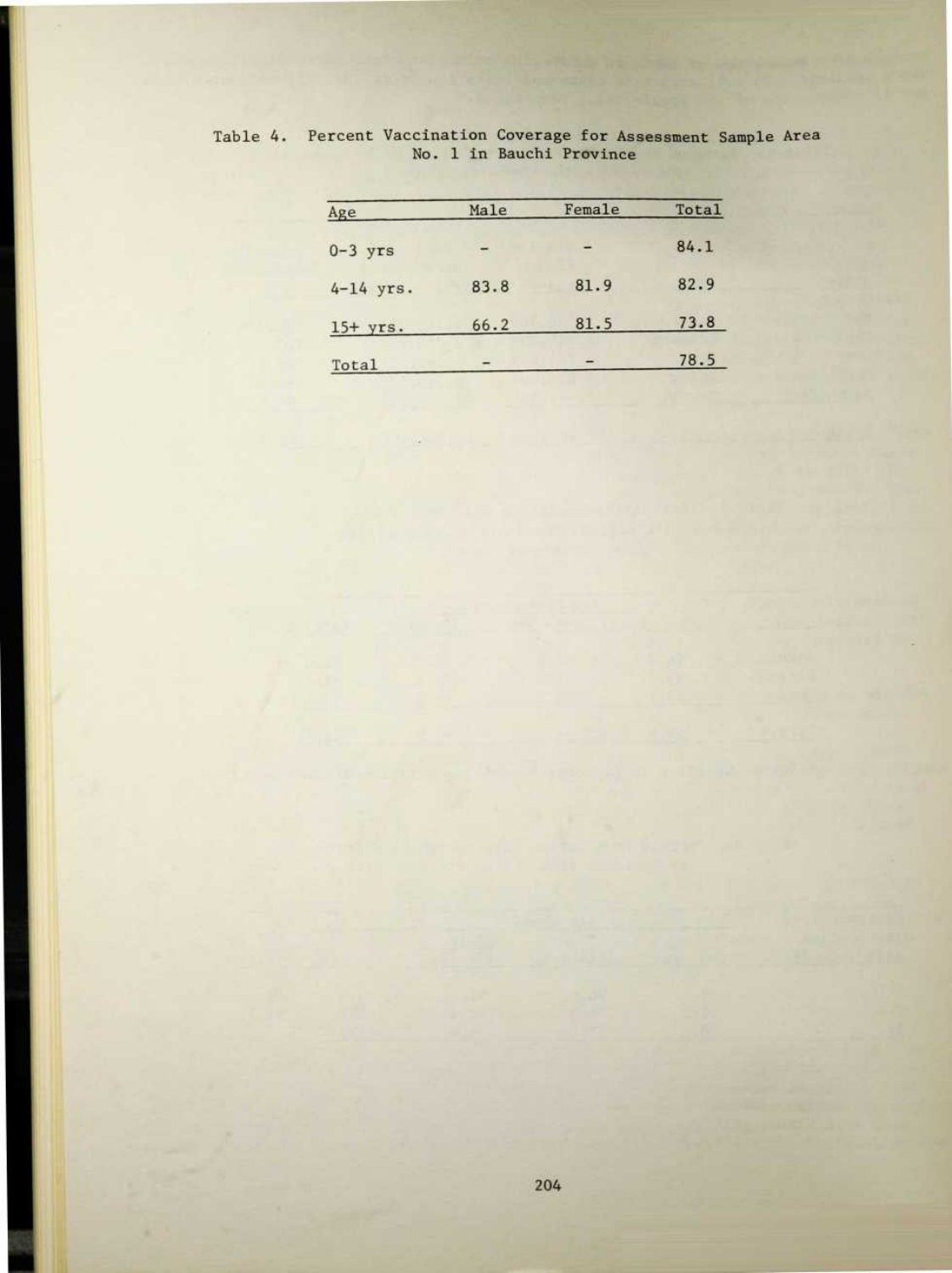Table 4. Percent Vaccination Coverage for Assessment Sample Area No. 1 in Bauchi Province

| Age | Male | Female | Total |
|---|---|---|---|
| 0-3 yrs | - | - | 84.1 |
| 4-14 yrs. | 83.8 | 81.9 | 82.9 |
| 15+ yrs. | 66.2 | 81.5 | 73.8 |
| Total | - | - | 78.5 |